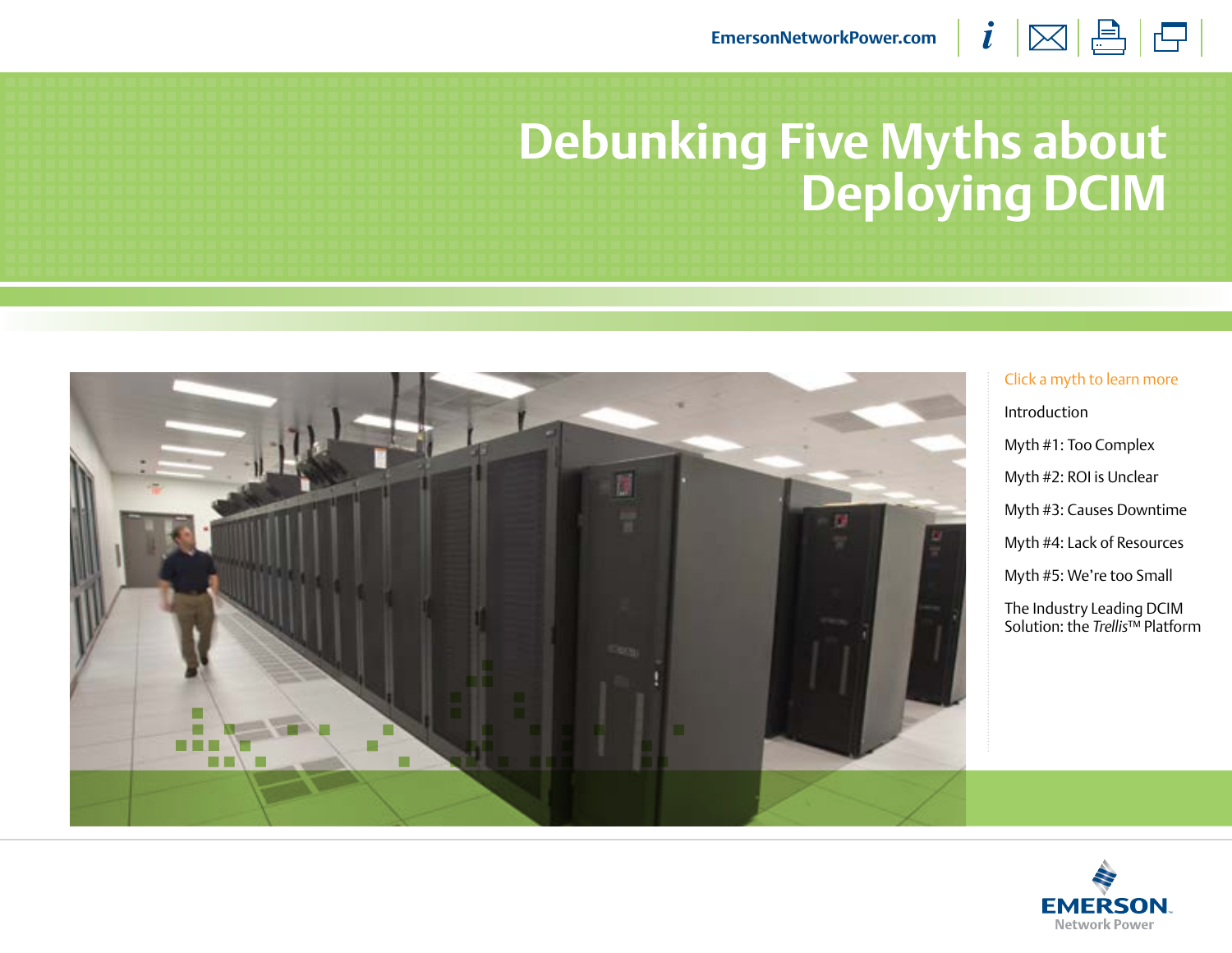EmersonNetworkPower.com

# Debunking Five Myths about Deploying DCIM

Click a myth to learn more

- Introduction
- Myth #1: Too Complex
- Myth #2: ROI is Unclear
- Myth #3: Causes Downtime
- Myth #4: Lack of Resources
- Myth #5: We're too Small
- The Industry Leading DCIM Solution: the *Trellis*™ Platform

EMERSON. Network Power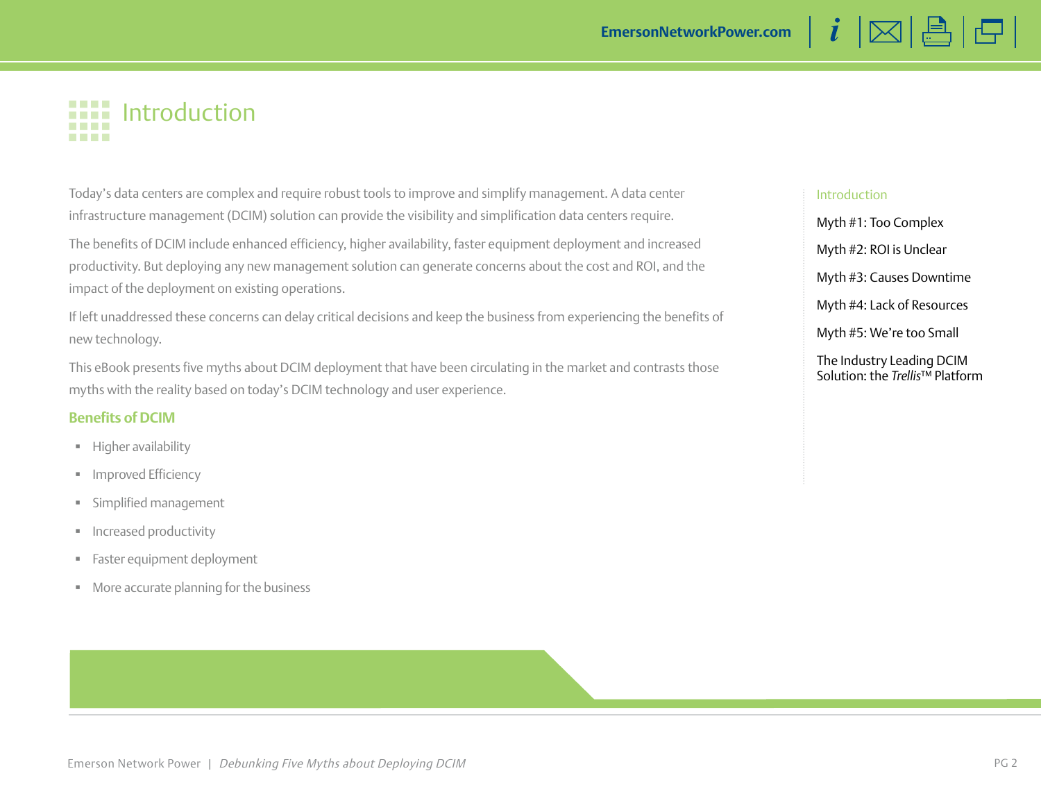# Introduction

Today's data centers are complex and require robust tools to improve and simplify management. A data center infrastructure management (DCIM) solution can provide the visibility and simplification data centers require.

The benefits of DCIM include enhanced efficiency, higher availability, faster equipment deployment and increased productivity. But deploying any new management solution can generate concerns about the cost and ROI, and the impact of the deployment on existing operations.

If left unaddressed these concerns can delay critical decisions and keep the business from experiencing the benefits of new technology.

This eBook presents five myths about DCIM deployment that have been circulating in the market and contrasts those myths with the reality based on today's DCIM technology and user experience.

### Benefits of DCIM

- Higher availability
- Improved Efficiency
- Simplified management
- Increased productivity
- Faster equipment deployment
- More accurate planning for the business

Introduction

Myth #1: Too Complex

Myth #2: ROI is Unclear

Myth #3: Causes Downtime

Myth #4: Lack of Resources

Myth #5: We're too Small

The Industry Leading DCIM Solution: the *Trellis*™ Platform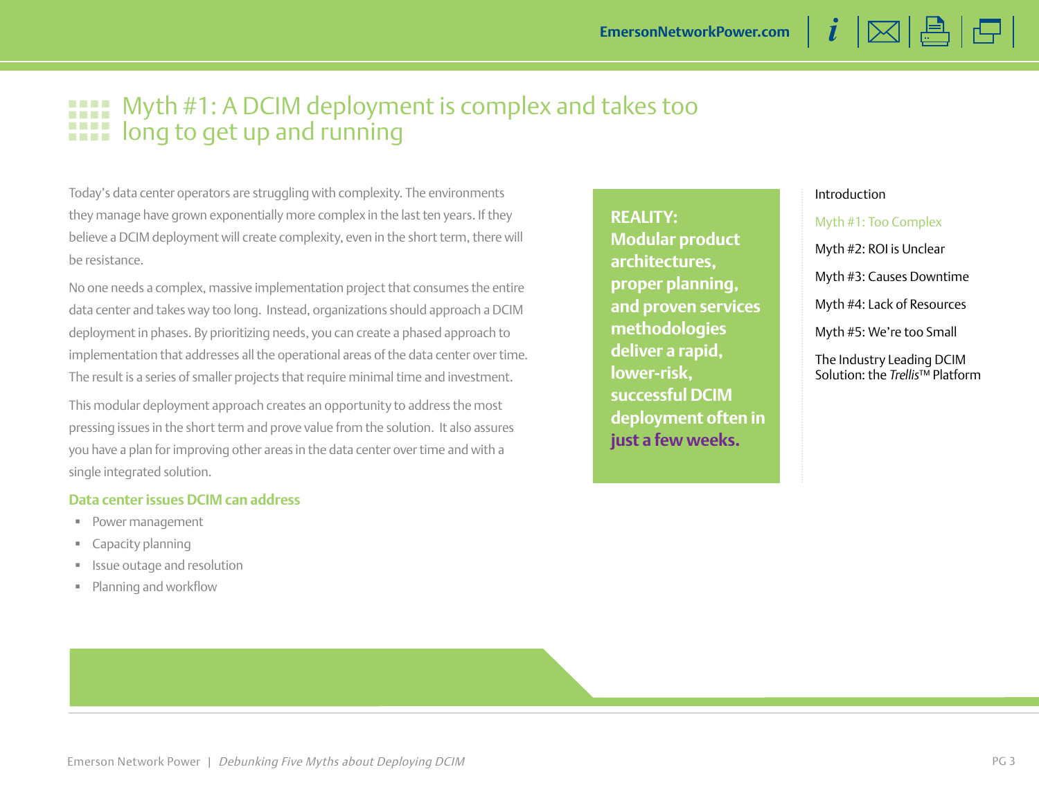# Myth #1: A DCIM deployment is complex and takes too long to get up and running

Today's data center operators are struggling with complexity. The environments they manage have grown exponentially more complex in the last ten years. If they believe a DCIM deployment will create complexity, even in the short term, there will be resistance.

No one needs a complex, massive implementation project that consumes the entire data center and takes way too long. Instead, organizations should approach a DCIM deployment in phases. By prioritizing needs, you can create a phased approach to implementation that addresses all the operational areas of the data center over time. The result is a series of smaller projects that require minimal time and investment.

This modular deployment approach creates an opportunity to address the most pressing issues in the short term and prove value from the solution. It also assures you have a plan for improving other areas in the data center over time and with a single integrated solution.

### Data center issues DCIM can address

- Power management
- Capacity planning
- Issue outage and resolution
- Planning and workflow

**REALITY: Modular product architectures, proper planning, and proven services methodologies deliver a rapid, lower-risk, successful DCIM deployment often in just a few weeks.**

Introduction

Myth #1: Too Complex

Myth #2: ROI is Unclear

Myth #3: Causes Downtime

Myth #4: Lack of Resources

Myth #5: We're too Small

The Industry Leading DCIM Solution: the *Trellis*™ Platform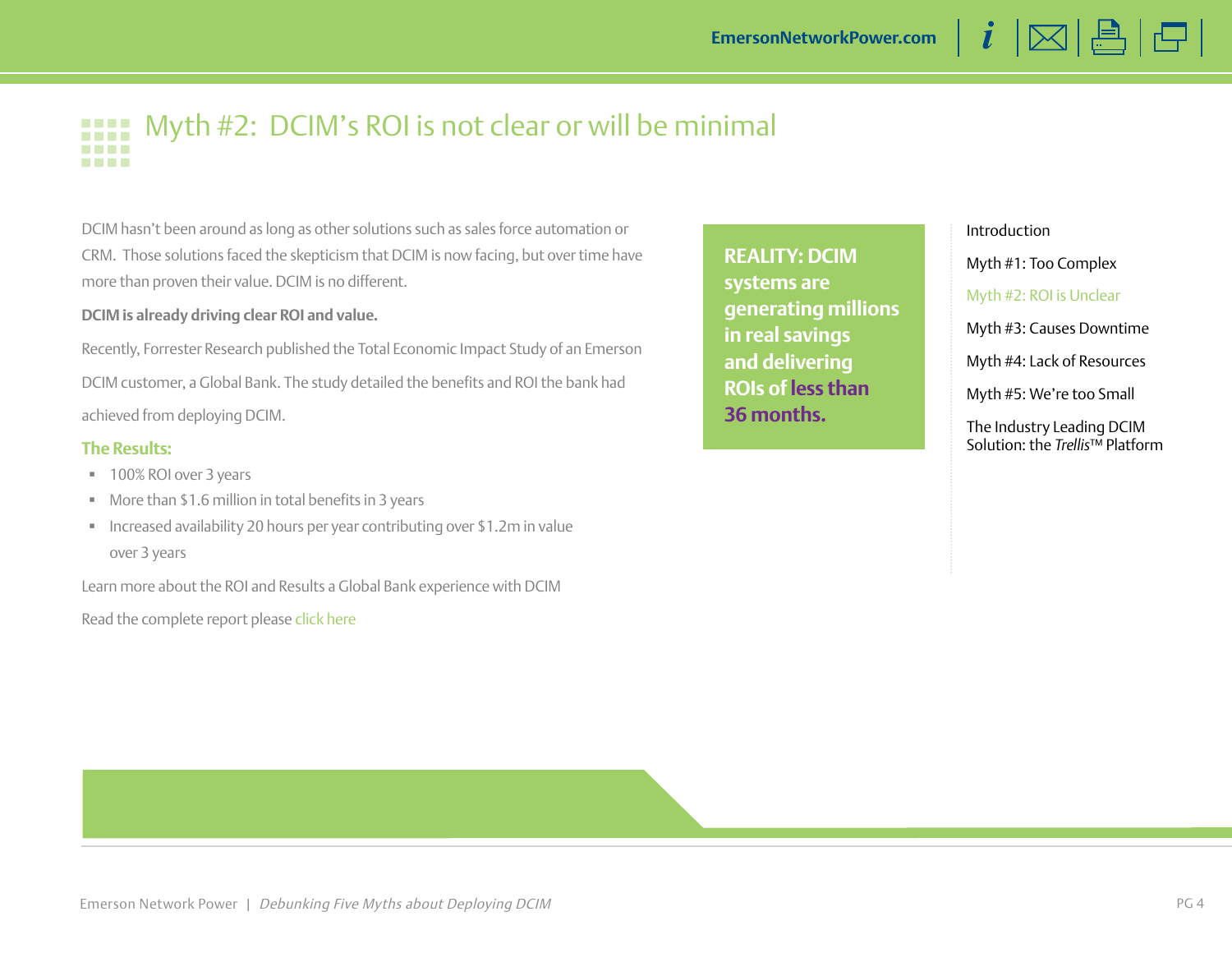# Myth #2: DCIM's ROI is not clear or will be minimal

DCIM hasn't been around as long as other solutions such as sales force automation or CRM. Those solutions faced the skepticism that DCIM is now facing, but over time have more than proven their value. DCIM is no different.

**DCIM is already driving clear ROI and value.**

Recently, Forrester Research published the Total Economic Impact Study of an Emerson DCIM customer, a Global Bank. The study detailed the benefits and ROI the bank had achieved from deploying DCIM.

**The Results:**

- 100% ROI over 3 years
- More than $1.6 million in total benefits in 3 years
- Increased availability 20 hours per year contributing over $1.2m in value over 3 years

Learn more about the ROI and Results a Global Bank experience with DCIM

Read the complete report please click here

**REALITY: DCIM systems are generating millions in real savings and delivering ROIs of less than 36 months.**

Introduction

Myth #1: Too Complex

Myth #2: ROI is Unclear

Myth #3: Causes Downtime

Myth #4: Lack of Resources

Myth #5: We're too Small

The Industry Leading DCIM Solution: the *Trellis*™ Platform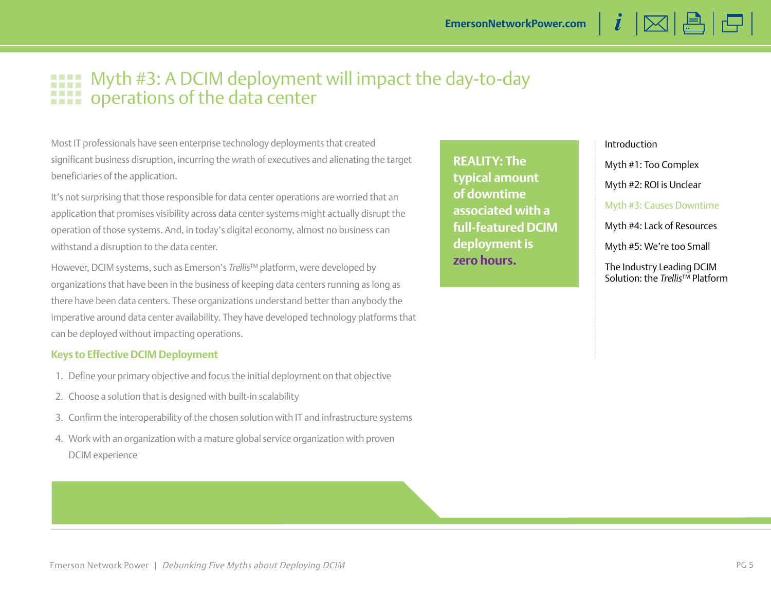# Myth #3: A DCIM deployment will impact the day-to-day operations of the data center

Most IT professionals have seen enterprise technology deployments that created significant business disruption, incurring the wrath of executives and alienating the target beneficiaries of the application.

It's not surprising that those responsible for data center operations are worried that an application that promises visibility across data center systems might actually disrupt the operation of those systems. And, in today's digital economy, almost no business can withstand a disruption to the data center.

However, DCIM systems, such as Emerson's *Trellis*™ platform, were developed by organizations that have been in the business of keeping data centers running as long as there have been data centers. These organizations understand better than anybody the imperative around data center availability. They have developed technology platforms that can be deployed without impacting operations.

## Keys to Effective DCIM Deployment

1. Define your primary objective and focus the initial deployment on that objective
2. Choose a solution that is designed with built-in scalability
3. Confirm the interoperability of the chosen solution with IT and infrastructure systems
4. Work with an organization with a mature global service organization with proven DCIM experience

**REALITY: The typical amount of downtime associated with a full-featured DCIM deployment is zero hours.**

Introduction

Myth #1: Too Complex

Myth #2: ROI is Unclear

Myth #3: Causes Downtime

Myth #4: Lack of Resources

Myth #5: We're too Small

The Industry Leading DCIM Solution: the *Trellis*™ Platform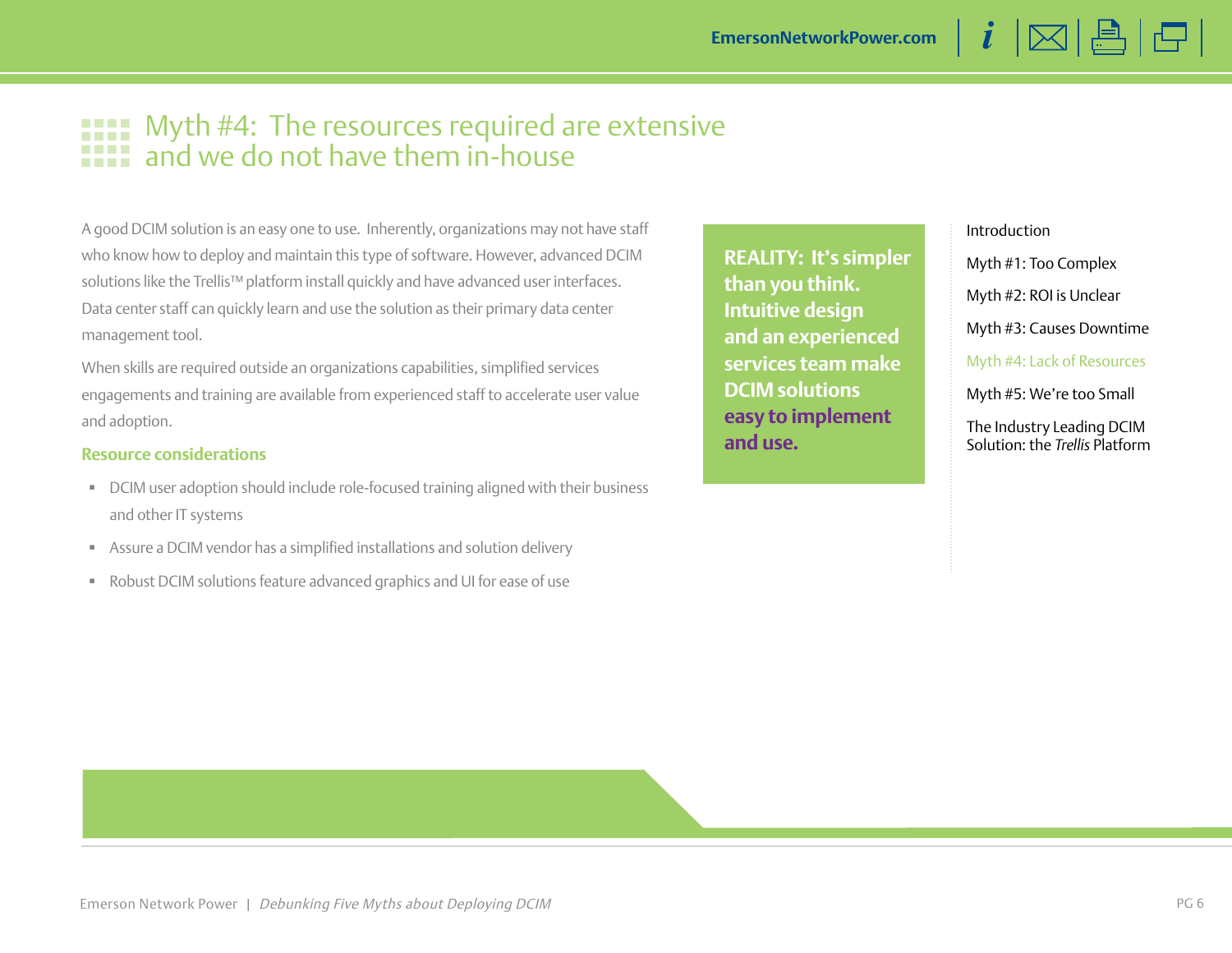# Myth #4: The resources required are extensive and we do not have them in-house

A good DCIM solution is an easy one to use. Inherently, organizations may not have staff who know how to deploy and maintain this type of software. However, advanced DCIM solutions like the Trellis™ platform install quickly and have advanced user interfaces. Data center staff can quickly learn and use the solution as their primary data center management tool.

When skills are required outside an organizations capabilities, simplified services engagements and training are available from experienced staff to accelerate user value and adoption.

### Resource considerations

- DCIM user adoption should include role-focused training aligned with their business and other IT systems
- Assure a DCIM vendor has a simplified installations and solution delivery
- Robust DCIM solutions feature advanced graphics and UI for ease of use

**REALITY: It's simpler than you think. Intuitive design and an experienced services team make DCIM solutions easy to implement and use.**

Introduction

Myth #1: Too Complex

Myth #2: ROI is Unclear

Myth #3: Causes Downtime

Myth #4: Lack of Resources

Myth #5: We're too Small

The Industry Leading DCIM Solution: the *Trellis* Platform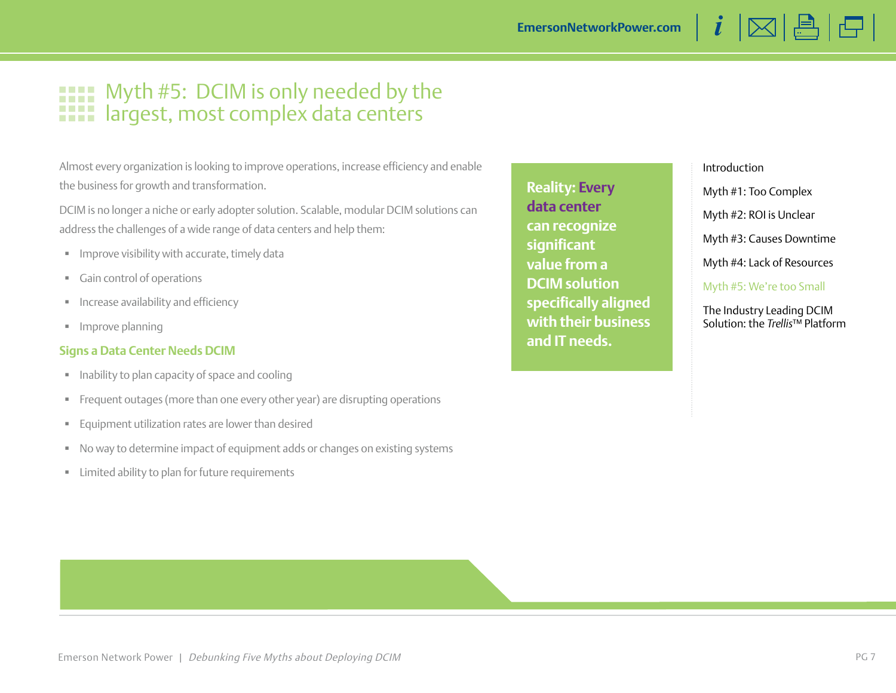# Myth #5: DCIM is only needed by the largest, most complex data centers

Almost every organization is looking to improve operations, increase efficiency and enable the business for growth and transformation.

DCIM is no longer a niche or early adopter solution. Scalable, modular DCIM solutions can address the challenges of a wide range of data centers and help them:

- Improve visibility with accurate, timely data
- Gain control of operations
- Increase availability and efficiency
- Improve planning

### Signs a Data Center Needs DCIM

- Inability to plan capacity of space and cooling
- Frequent outages (more than one every other year) are disrupting operations
- Equipment utilization rates are lower than desired
- No way to determine impact of equipment adds or changes on existing systems
- Limited ability to plan for future requirements

**Reality: Every data center can recognize significant value from a DCIM solution specifically aligned with their business and IT needs.**

Introduction

Myth #1: Too Complex

Myth #2: ROI is Unclear

Myth #3: Causes Downtime

Myth #4: Lack of Resources

Myth #5: We're too Small

The Industry Leading DCIM Solution: the *Trellis*™ Platform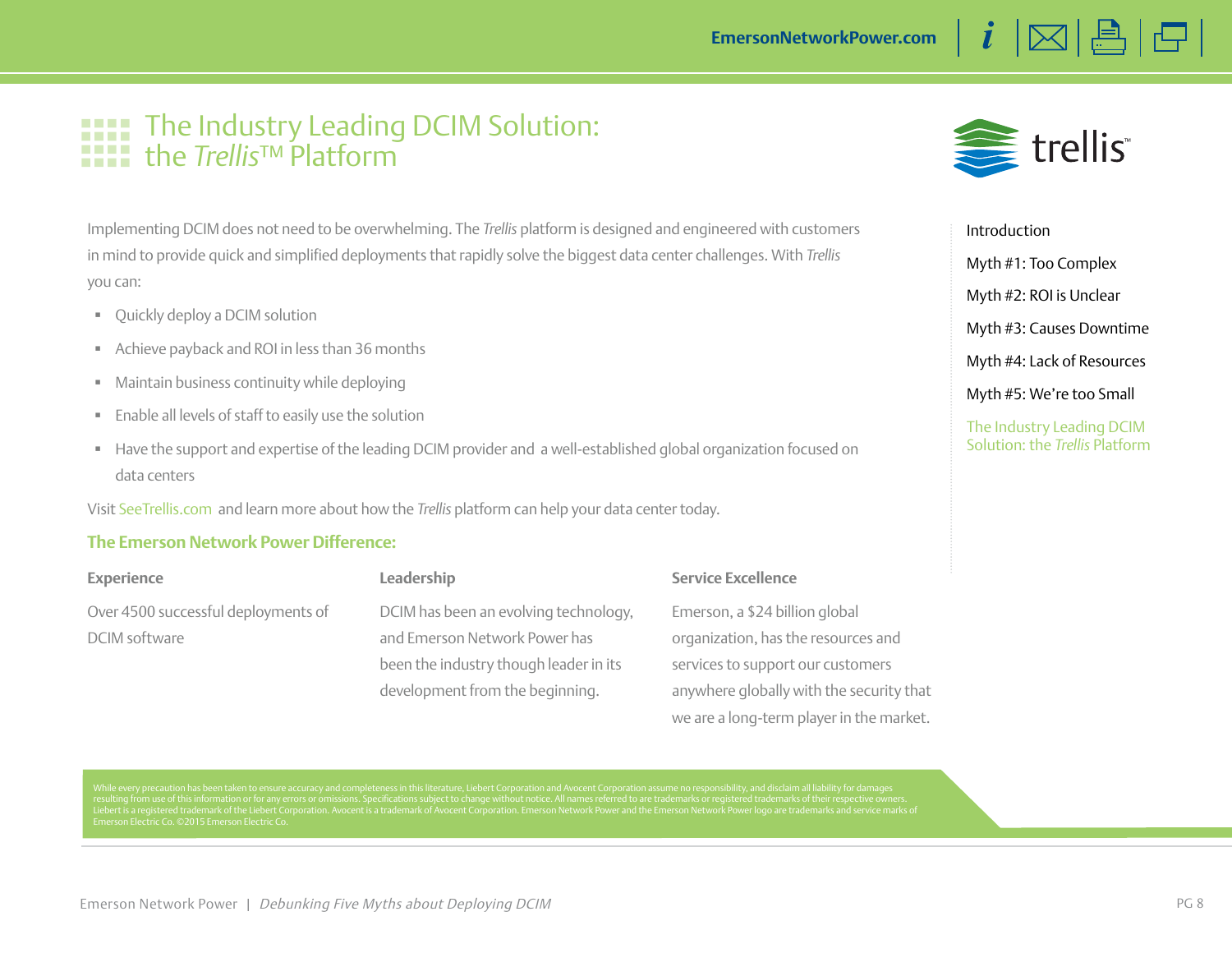# The Industry Leading DCIM Solution: the *Trellis*™ Platform

Implementing DCIM does not need to be overwhelming. The *Trellis* platform is designed and engineered with customers in mind to provide quick and simplified deployments that rapidly solve the biggest data center challenges. With *Trellis* you can:

- Quickly deploy a DCIM solution
- Achieve payback and ROI in less than 36 months
- Maintain business continuity while deploying
- Enable all levels of staff to easily use the solution
- Have the support and expertise of the leading DCIM provider and a well-established global organization focused on data centers

Visit SeeTrellis.com and learn more about how the *Trellis* platform can help your data center today.

## The Emerson Network Power Difference:

### Experience

Over 4500 successful deployments of DCIM software

### Leadership

DCIM has been an evolving technology, and Emerson Network Power has been the industry though leader in its development from the beginning.

### Service Excellence

Emerson, a $24 billion global organization, has the resources and services to support our customers anywhere globally with the security that we are a long-term player in the market.

Introduction

Myth #1: Too Complex

Myth #2: ROI is Unclear

Myth #3: Causes Downtime

Myth #4: Lack of Resources

Myth #5: We're too Small

The Industry Leading DCIM Solution: the *Trellis* Platform

While every precaution has been taken to ensure accuracy and completeness in this literature, Liebert Corporation and Avocent Corporation assume no responsibility, and disclaim all liability for damages resulting from use of this information or for any errors or omissions. Specifications subject to change without notice. All names referred to are trademarks or registered trademarks of their respective owners. Liebert is a registered trademark of the Liebert Corporation. Avocent is a trademark of Avocent Corporation. Emerson Network Power and the Emerson Network Power logo are trademarks and service marks of Emerson Electric Co. ©2015 Emerson Electric Co.